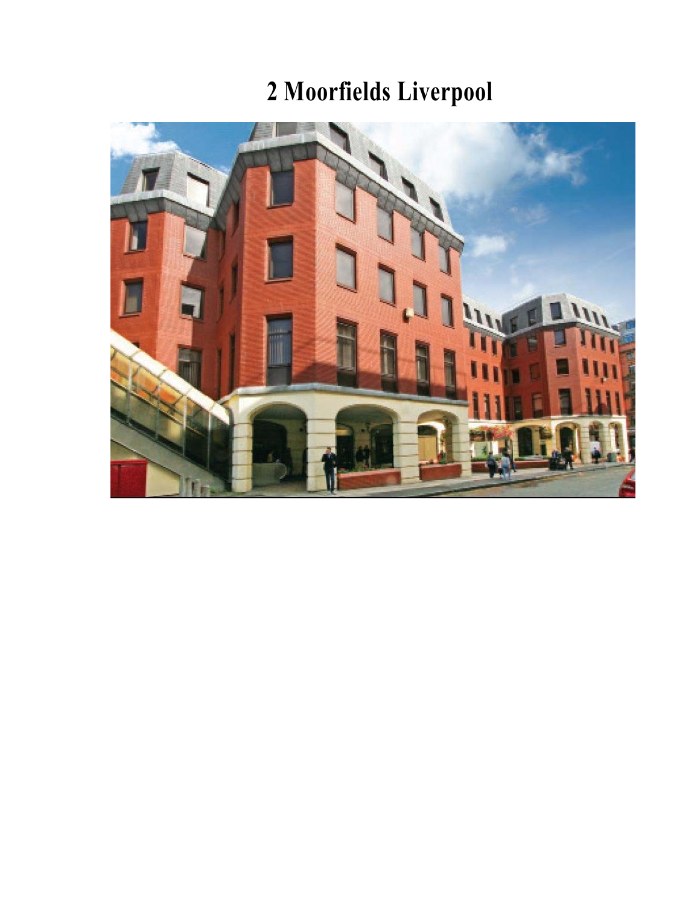# 2 Moorfields Liverpool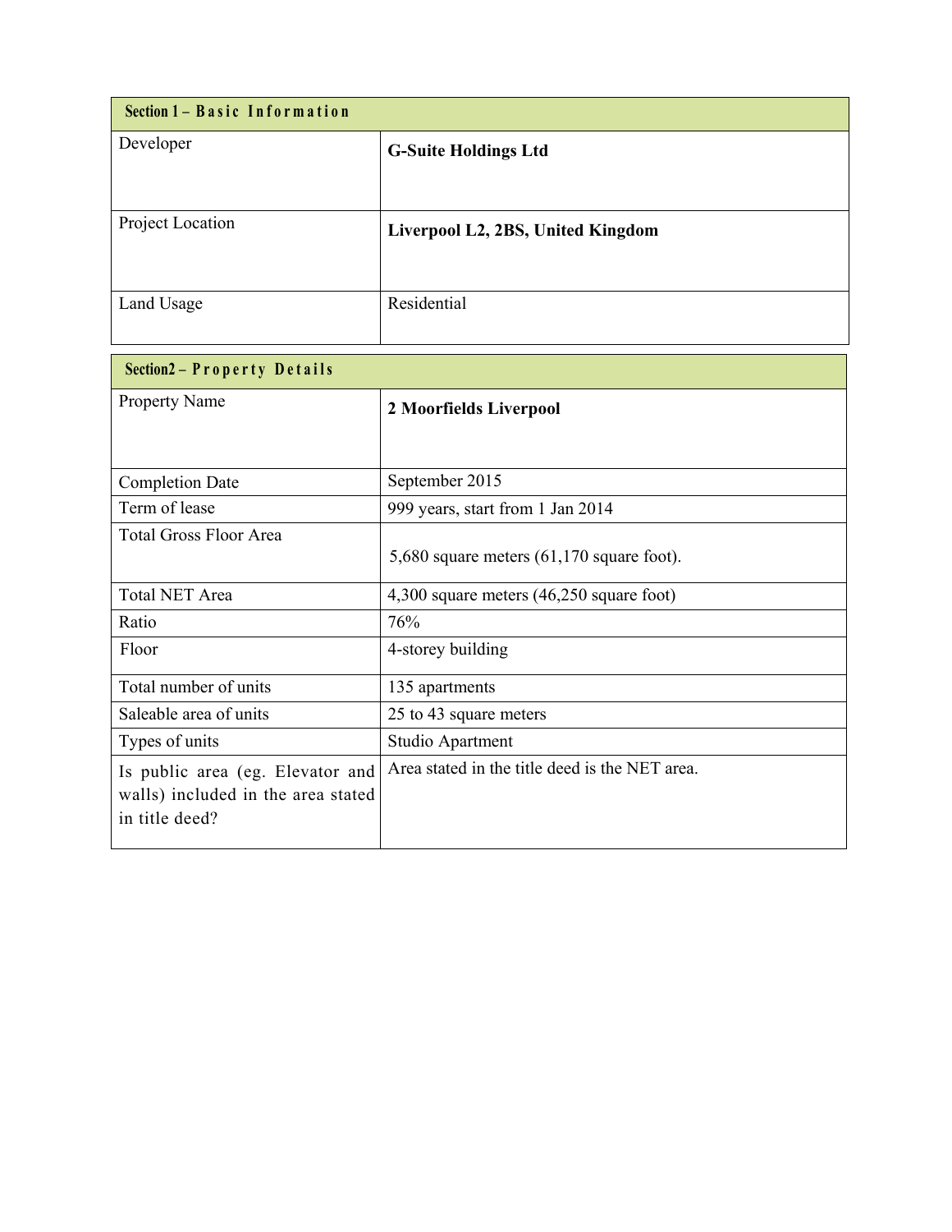| Section 1 – Basic Information | |
|---|---|
| Developer | **G-Suite Holdings Ltd** |
| Project Location | **Liverpool L2, 2BS, United Kingdom** |
| Land Usage | Residential |

| Section2 – Property Details | |
|---|---|
| Property Name | **2 Moorfields Liverpool** |
| Completion Date | September 2015 |
| Term of lease | 999 years, start from 1 Jan 2014 |
| Total Gross Floor Area | 5,680 square meters (61,170 square foot). |
| Total NET Area | 4,300 square meters (46,250 square foot) |
| Ratio | 76% |
| Floor | 4-storey building |
| Total number of units | 135 apartments |
| Saleable area of units | 25 to 43 square meters |
| Types of units | Studio Apartment |
| Is public area (eg. Elevator and walls) included in the area stated in title deed? | Area stated in the title deed is the NET area. |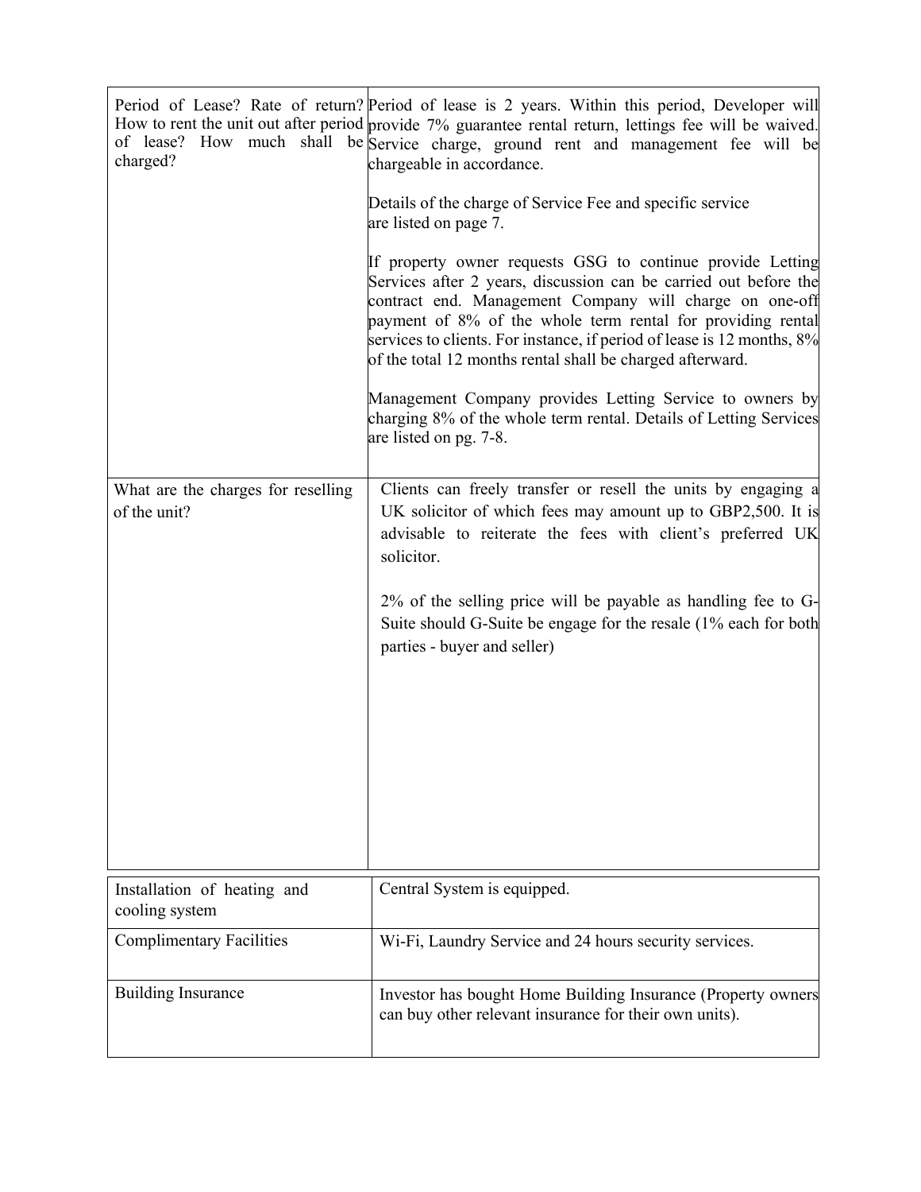| | |
|---|---|
| Period of Lease? Rate of return? How to rent the unit out after period of lease? How much shall be charged? | Period of lease is 2 years. Within this period, Developer will provide 7% guarantee rental return, lettings fee will be waived. Service charge, ground rent and management fee will be chargeable in accordance.<br><br>Details of the charge of Service Fee and specific service are listed on page 7.<br><br>If property owner requests GSG to continue provide Letting Services after 2 years, discussion can be carried out before the contract end. Management Company will charge on one-off payment of 8% of the whole term rental for providing rental services to clients. For instance, if period of lease is 12 months, 8% of the total 12 months rental shall be charged afterward.<br><br>Management Company provides Letting Service to owners by charging 8% of the whole term rental. Details of Letting Services are listed on pg. 7-8. |
| What are the charges for reselling of the unit? | Clients can freely transfer or resell the units by engaging a UK solicitor of which fees may amount up to GBP2,500. It is advisable to reiterate the fees with client's preferred UK solicitor.<br><br>2% of the selling price will be payable as handling fee to G-Suite should G-Suite be engage for the resale (1% each for both parties - buyer and seller) |
| Installation of heating and cooling system | Central System is equipped. |
| Complimentary Facilities | Wi-Fi, Laundry Service and 24 hours security services. |
| Building Insurance | Investor has bought Home Building Insurance (Property owners can buy other relevant insurance for their own units). |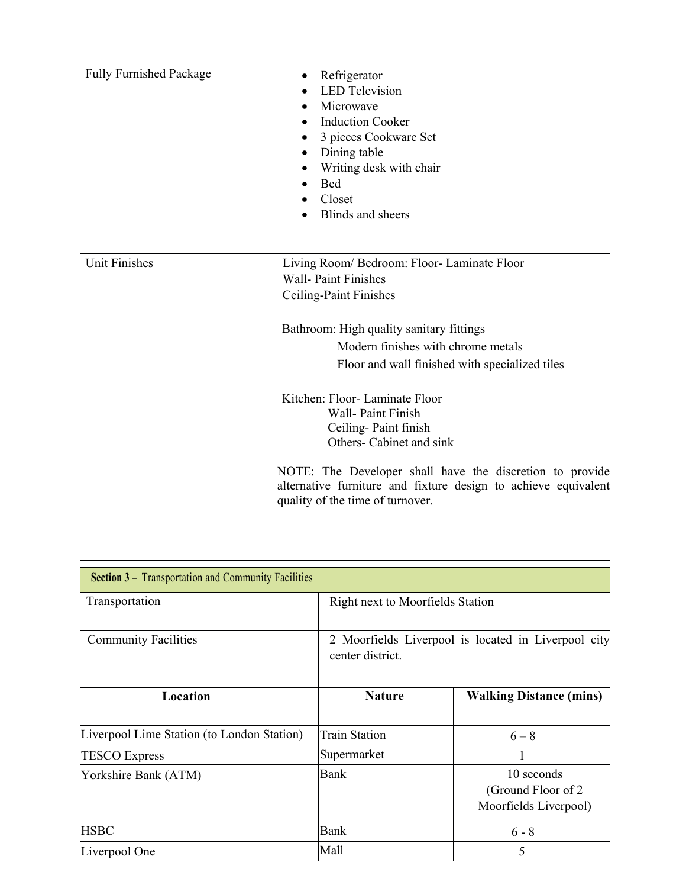| | |
|---|---|
| Fully Furnished Package | • Refrigerator<br>• LED Television<br>• Microwave<br>• Induction Cooker<br>• 3 pieces Cookware Set<br>• Dining table<br>• Writing desk with chair<br>• Bed<br>• Closet<br>• Blinds and sheers |
| Unit Finishes | Living Room/ Bedroom: Floor- Laminate Floor<br>Wall- Paint Finishes<br>Ceiling-Paint Finishes<br><br>Bathroom: High quality sanitary fittings<br>Modern finishes with chrome metals<br>Floor and wall finished with specialized tiles<br><br>Kitchen: Floor- Laminate Floor<br>Wall- Paint Finish<br>Ceiling- Paint finish<br>Others- Cabinet and sink<br><br>NOTE: The Developer shall have the discretion to provide alternative furniture and fixture design to achieve equivalent quality of the time of turnover. |

| **Section 3 –** Transportation and Community Facilities | | |
|---|---|---|
| Transportation | Right next to Moorfields Station | |
| Community Facilities | 2 Moorfields Liverpool is located in Liverpool city center district. | |
| **Location** | **Nature** | **Walking Distance (mins)** |
| Liverpool Lime Station (to London Station) | Train Station | 6 – 8 |
| TESCO Express | Supermarket | 1 |
| Yorkshire Bank (ATM) | Bank | 10 seconds (Ground Floor of 2 Moorfields Liverpool) |
| HSBC | Bank | 6 - 8 |
| Liverpool One | Mall | 5 |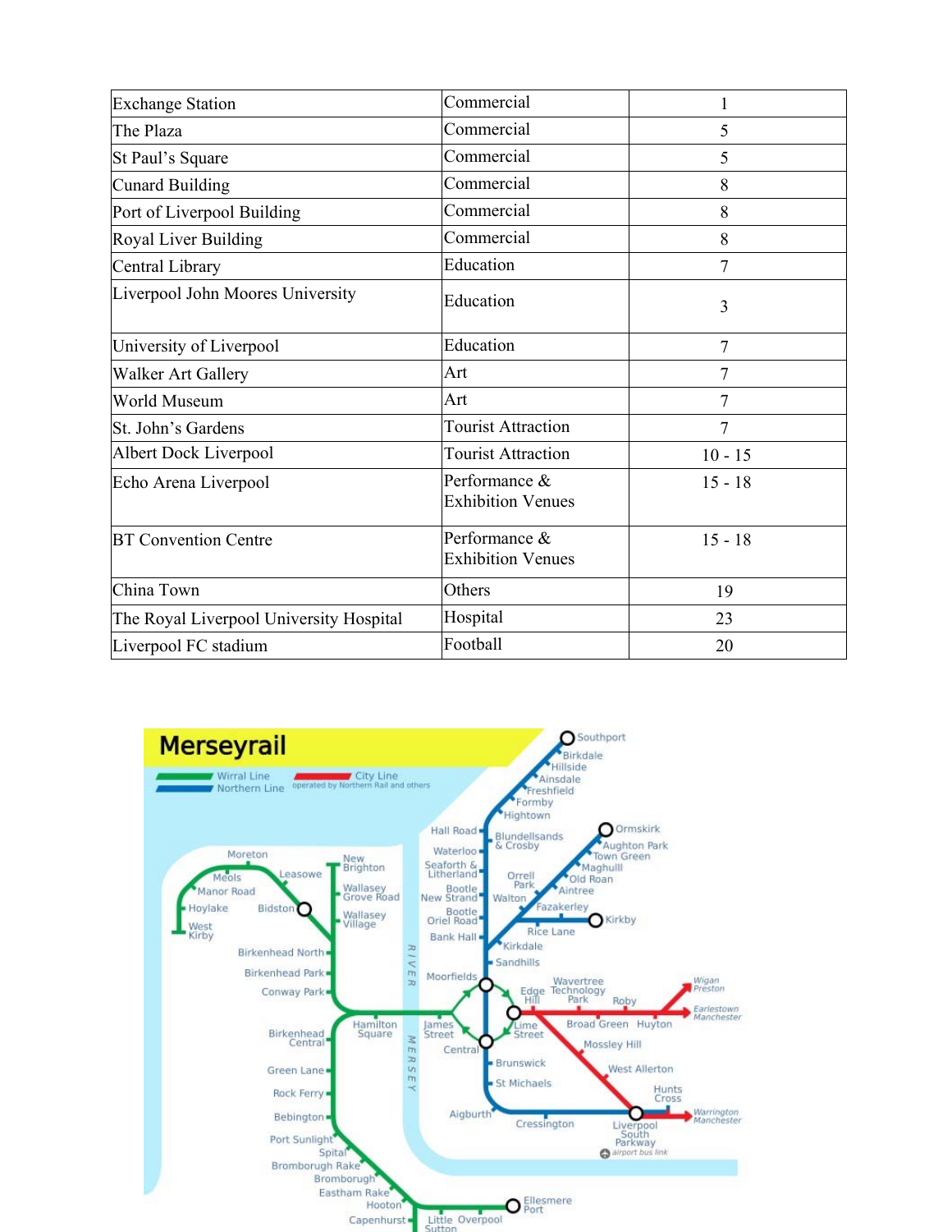| Exchange Station | Commercial | 1 |
| --- | --- | --- |
| The Plaza | Commercial | 5 |
| St Paul's Square | Commercial | 5 |
| Cunard Building | Commercial | 8 |
| Port of Liverpool Building | Commercial | 8 |
| Royal Liver Building | Commercial | 8 |
| Central Library | Education | 7 |
| Liverpool John Moores University | Education | 3 |
| University of Liverpool | Education | 7 |
| Walker Art Gallery | Art | 7 |
| World Museum | Art | 7 |
| St. John's Gardens | Tourist Attraction | 7 |
| Albert Dock Liverpool | Tourist Attraction | 10 - 15 |
| Echo Arena Liverpool | Performance & Exhibition Venues | 15 - 18 |
| BT Convention Centre | Performance & Exhibition Venues | 15 - 18 |
| China Town | Others | 19 |
| The Royal Liverpool University Hospital | Hospital | 23 |
| Liverpool FC stadium | Football | 20 |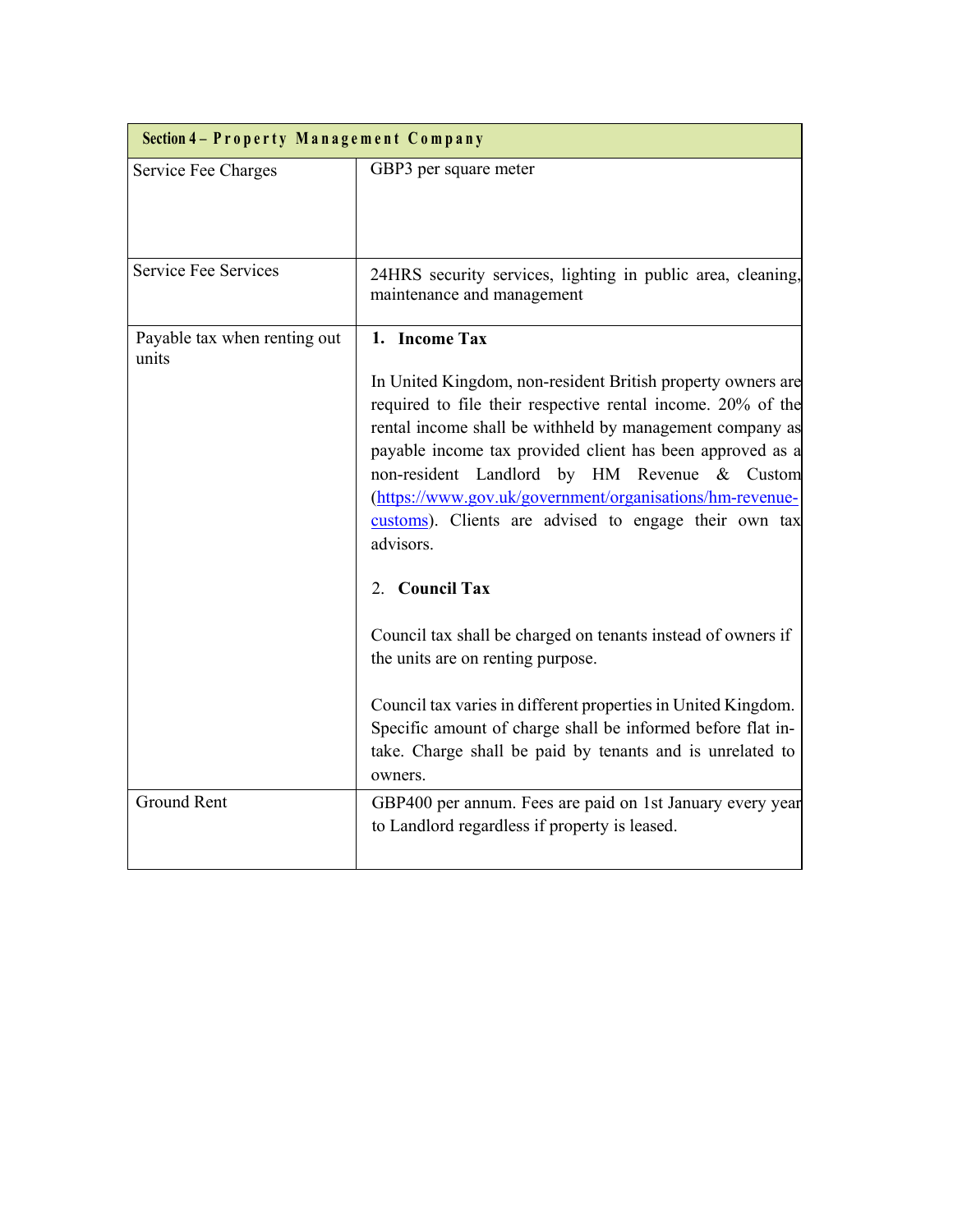| Section 4 – Property Management Company | |
|---|---|
| Service Fee Charges | GBP3 per square meter |
| Service Fee Services | 24HRS security services, lighting in public area, cleaning, maintenance and management |
| Payable tax when renting out units | **1. Income Tax**<br><br>In United Kingdom, non-resident British property owners are required to file their respective rental income. 20% of the rental income shall be withheld by management company as payable income tax provided client has been approved as a non-resident Landlord by HM Revenue & Custom ([https://www.gov.uk/government/organisations/hm-revenue-customs](https://www.gov.uk/government/organisations/hm-revenue-customs)). Clients are advised to engage their own tax advisors.<br><br>2. **Council Tax**<br><br>Council tax shall be charged on tenants instead of owners if the units are on renting purpose.<br><br>Council tax varies in different properties in United Kingdom. Specific amount of charge shall be informed before flat in-take. Charge shall be paid by tenants and is unrelated to owners. |
| Ground Rent | GBP400 per annum. Fees are paid on 1st January every year to Landlord regardless if property is leased. |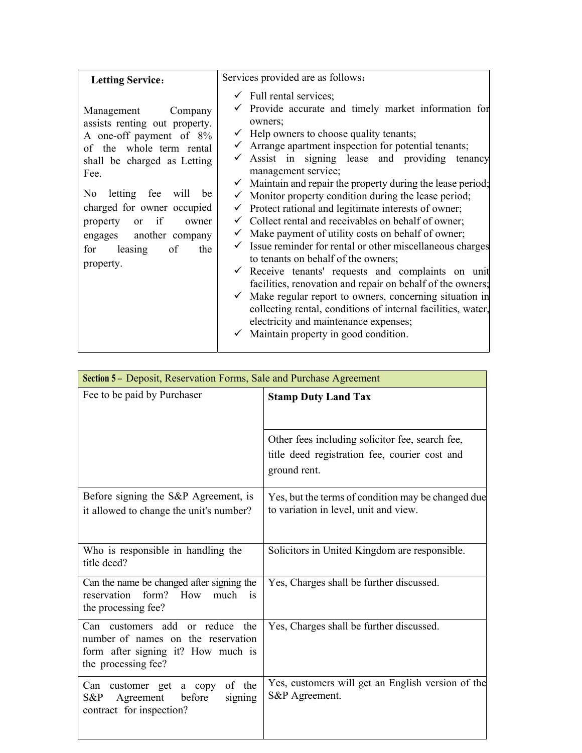| **Letting Service**: <br><br> Management Company assists renting out property. A one-off payment of 8% of the whole term rental shall be charged as Letting Fee. <br><br> No letting fee will be charged for owner occupied property or if owner engages another company for leasing of the property. | Services provided are as follows: <br> ✓ Full rental services; <br> ✓ Provide accurate and timely market information for owners; <br> ✓ Help owners to choose quality tenants; <br> ✓ Arrange apartment inspection for potential tenants; <br> ✓ Assist in signing lease and providing tenancy management service; <br> ✓ Maintain and repair the property during the lease period; <br> ✓ Monitor property condition during the lease period; <br> ✓ Protect rational and legitimate interests of owner; <br> ✓ Collect rental and receivables on behalf of owner; <br> ✓ Make payment of utility costs on behalf of owner; <br> ✓ Issue reminder for rental or other miscellaneous charges to tenants on behalf of the owners; <br> ✓ Receive tenants' requests and complaints on unit facilities, renovation and repair on behalf of the owners; <br> ✓ Make regular report to owners, concerning situation in collecting rental, conditions of internal facilities, water, electricity and maintenance expenses; <br> ✓ Maintain property in good condition. |
|---|---|

| **Section 5 –** Deposit, Reservation Forms, Sale and Purchase Agreement | |
|---|---|
| Fee to be paid by Purchaser | **Stamp Duty Land Tax** |
| | Other fees including solicitor fee, search fee, title deed registration fee, courier cost and ground rent. |
| Before signing the S&P Agreement, is it allowed to change the unit's number? | Yes, but the terms of condition may be changed due to variation in level, unit and view. |
| Who is responsible in handling the title deed? | Solicitors in United Kingdom are responsible. |
| Can the name be changed after signing the reservation form? How much is the processing fee? | Yes, Charges shall be further discussed. |
| Can customers add or reduce the number of names on the reservation form after signing it? How much is the processing fee? | Yes, Charges shall be further discussed. |
| Can customer get a copy of the S&P Agreement before signing contract for inspection? | Yes, customers will get an English version of the S&P Agreement. |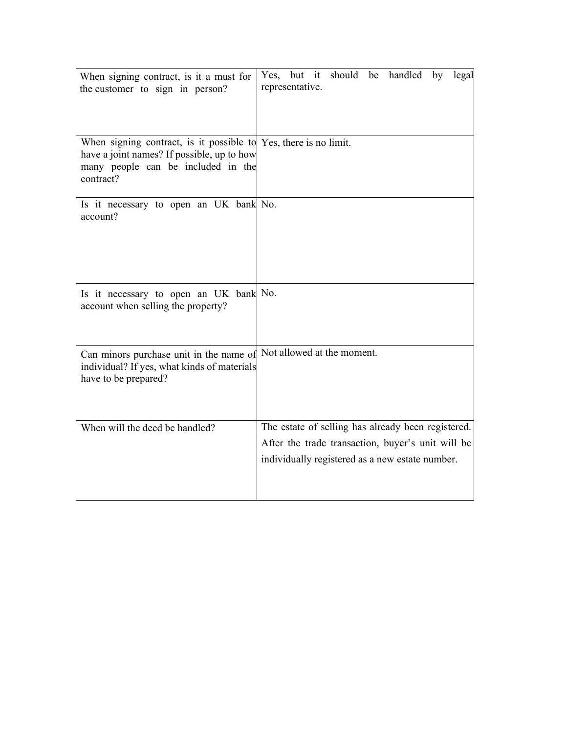| | |
|---|---|
| When signing contract, is it a must for the customer to sign in person? | Yes, but it should be handled by legal representative. |
| When signing contract, is it possible to have a joint names? If possible, up to how many people can be included in the contract? | Yes, there is no limit. |
| Is it necessary to open an UK bank account? | No. |
| Is it necessary to open an UK bank account when selling the property? | No. |
| Can minors purchase unit in the name of individual? If yes, what kinds of materials have to be prepared? | Not allowed at the moment. |
| When will the deed be handled? | The estate of selling has already been registered. After the trade transaction, buyer's unit will be individually registered as a new estate number. |